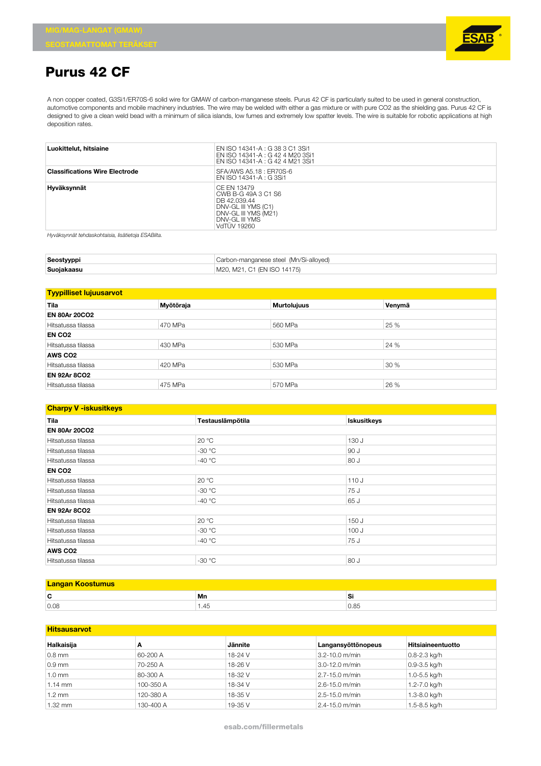MIG/MAG-LANGAT (GMAW)

SEOSTAMATTOMAT TERÄKSET

# Purus 42 CF

A non copper coated, G3Si1/ER70S-6 solid wire for GMAW of carbon-manganese steels. Purus 42 CF is particularly suited to be used in general construction, automotive components and mobile machinery industries. The wire may be welded with either a gas mixture or with pure CO2 as the shielding gas. Purus 42 CF is designed to give a clean weld bead with a minimum of silica islands, low fumes and extremely low spatter levels. The wire is suitable for robotic applications at high deposition rates.

| | |
|---|---|
| **Luokittelut, hitsiaine** | EN ISO 14341-A : G 38 3 C1 3Si1<br>EN ISO 14341-A : G 42 4 M20 3Si1<br>EN ISO 14341-A : G 42 4 M21 3Si1 |
| **Classifications Wire Electrode** | SFA/AWS A5.18 : ER70S-6<br>EN ISO 14341-A : G 3Si1 |
| **Hyväksynnät** | CE EN 13479<br>CWB B-G 49A 3 C1 S6<br>DB 42.039.44<br>DNV-GL III YMS (C1)<br>DNV-GL III YMS (M21)<br>DNV-GL III YMS<br>VdTÜV 19260 |

*Hyväksynnät tehdaskohtaisia, lisätietoja ESABilta.*

| | |
|---|---|
| **Seostyyppi** | Carbon-manganese steel (Mn/Si-alloyed) |
| **Suojakaasu** | M20, M21, C1 (EN ISO 14175) |

## Tyypilliset lujuusarvot

| Tila | Myötöraja | Murtolujuus | Venymä |
|---|---|---|---|
| **EN 80Ar 20CO2** | | | |
| Hitsatussa tilassa | 470 MPa | 560 MPa | 25 % |
| **EN CO2** | | | |
| Hitsatussa tilassa | 430 MPa | 530 MPa | 24 % |
| **AWS CO2** | | | |
| Hitsatussa tilassa | 420 MPa | 530 MPa | 30 % |
| **EN 92Ar 8CO2** | | | |
| Hitsatussa tilassa | 475 MPa | 570 MPa | 26 % |

## Charpy V -iskusitkeys

| Tila | Testauslämpötila | Iskusitkeys |
|---|---|---|
| **EN 80Ar 20CO2** | | |
| Hitsatussa tilassa | 20 °C | 130 J |
| Hitsatussa tilassa | -30 °C | 90 J |
| Hitsatussa tilassa | -40 °C | 80 J |
| **EN CO2** | | |
| Hitsatussa tilassa | 20 °C | 110 J |
| Hitsatussa tilassa | -30 °C | 75 J |
| Hitsatussa tilassa | -40 °C | 65 J |
| **EN 92Ar 8CO2** | | |
| Hitsatussa tilassa | 20 °C | 150 J |
| Hitsatussa tilassa | -30 °C | 100 J |
| Hitsatussa tilassa | -40 °C | 75 J |
| **AWS CO2** | | |
| Hitsatussa tilassa | -30 °C | 80 J |

## Langan Koostumus

| C | Mn | Si |
|---|---|---|
| 0.08 | 1.45 | 0.85 |

## Hitsausarvot

| Halkaisija | A | Jännite | Langansyöttönopeus | Hitsiaineentuotto |
|---|---|---|---|---|
| 0.8 mm | 60-200 A | 18-24 V | 3.2-10.0 m/min | 0.8-2.3 kg/h |
| 0.9 mm | 70-250 A | 18-26 V | 3.0-12.0 m/min | 0.9-3.5 kg/h |
| 1.0 mm | 80-300 A | 18-32 V | 2.7-15.0 m/min | 1.0-5.5 kg/h |
| 1.14 mm | 100-350 A | 18-34 V | 2.6-15.0 m/min | 1.2-7.0 kg/h |
| 1.2 mm | 120-380 A | 18-35 V | 2.5-15.0 m/min | 1.3-8.0 kg/h |
| 1.32 mm | 130-400 A | 19-35 V | 2.4-15.0 m/min | 1.5-8.5 kg/h |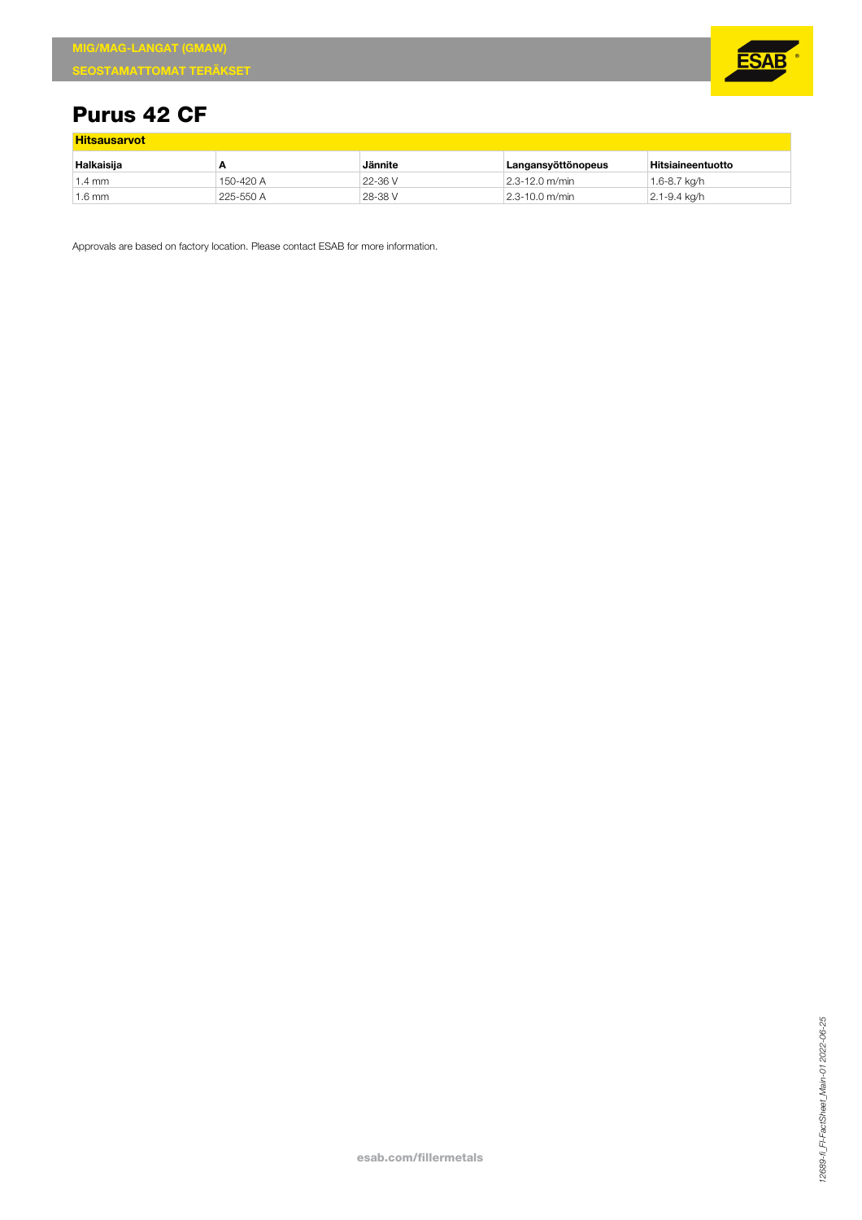# Purus 42 CF

## Hitsausarvot

| Halkaisija | A | Jännite | Langansyöttönopeus | Hitsiaineentuotto |
|---|---|---|---|---|
| 1.4 mm | 150-420 A | 22-36 V | 2.3-12.0 m/min | 1.6-8.7 kg/h |
| 1.6 mm | 225-550 A | 28-38 V | 2.3-10.0 m/min | 2.1-9.4 kg/h |

Approvals are based on factory location. Please contact ESAB for more information.